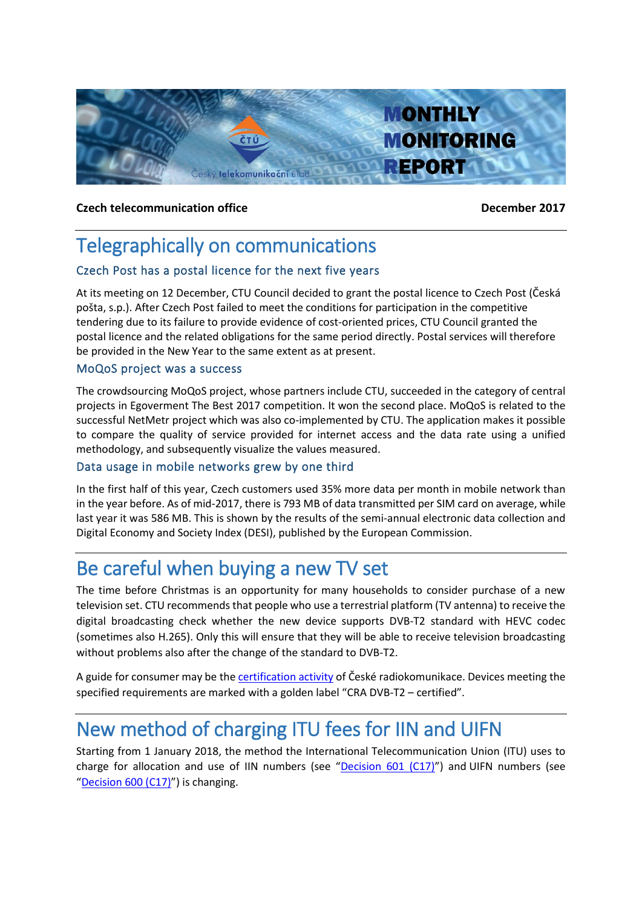# MONTHLY MONITORING REPORT

**Czech telecommunication office** **December 2017**

## Telegraphically on communications

### Czech Post has a postal licence for the next five years

At its meeting on 12 December, CTU Council decided to grant the postal licence to Czech Post (Česká pošta, s.p.). After Czech Post failed to meet the conditions for participation in the competitive tendering due to its failure to provide evidence of cost-oriented prices, CTU Council granted the postal licence and the related obligations for the same period directly. Postal services will therefore be provided in the New Year to the same extent as at present.

### MoQoS project was a success

The crowdsourcing MoQoS project, whose partners include CTU, succeeded in the category of central projects in Egoverment The Best 2017 competition. It won the second place. MoQoS is related to the successful NetMetr project which was also co-implemented by CTU. The application makes it possible to compare the quality of service provided for internet access and the data rate using a unified methodology, and subsequently visualize the values measured.

### Data usage in mobile networks grew by one third

In the first half of this year, Czech customers used 35% more data per month in mobile network than in the year before. As of mid-2017, there is 793 MB of data transmitted per SIM card on average, while last year it was 586 MB. This is shown by the results of the semi-annual electronic data collection and Digital Economy and Society Index (DESI), published by the European Commission.

## Be careful when buying a new TV set

The time before Christmas is an opportunity for many households to consider purchase of a new television set. CTU recommends that people who use a terrestrial platform (TV antenna) to receive the digital broadcasting check whether the new device supports DVB-T2 standard with HEVC codec (sometimes also H.265). Only this will ensure that they will be able to receive television broadcasting without problems also after the change of the standard to DVB-T2.

A guide for consumer may be the certification activity of České radiokomunikace. Devices meeting the specified requirements are marked with a golden label "CRA DVB-T2 – certified".

## New method of charging ITU fees for IIN and UIFN

Starting from 1 January 2018, the method the International Telecommunication Union (ITU) uses to charge for allocation and use of IIN numbers (see "Decision 601 (C17)") and UIFN numbers (see "Decision 600 (C17)") is changing.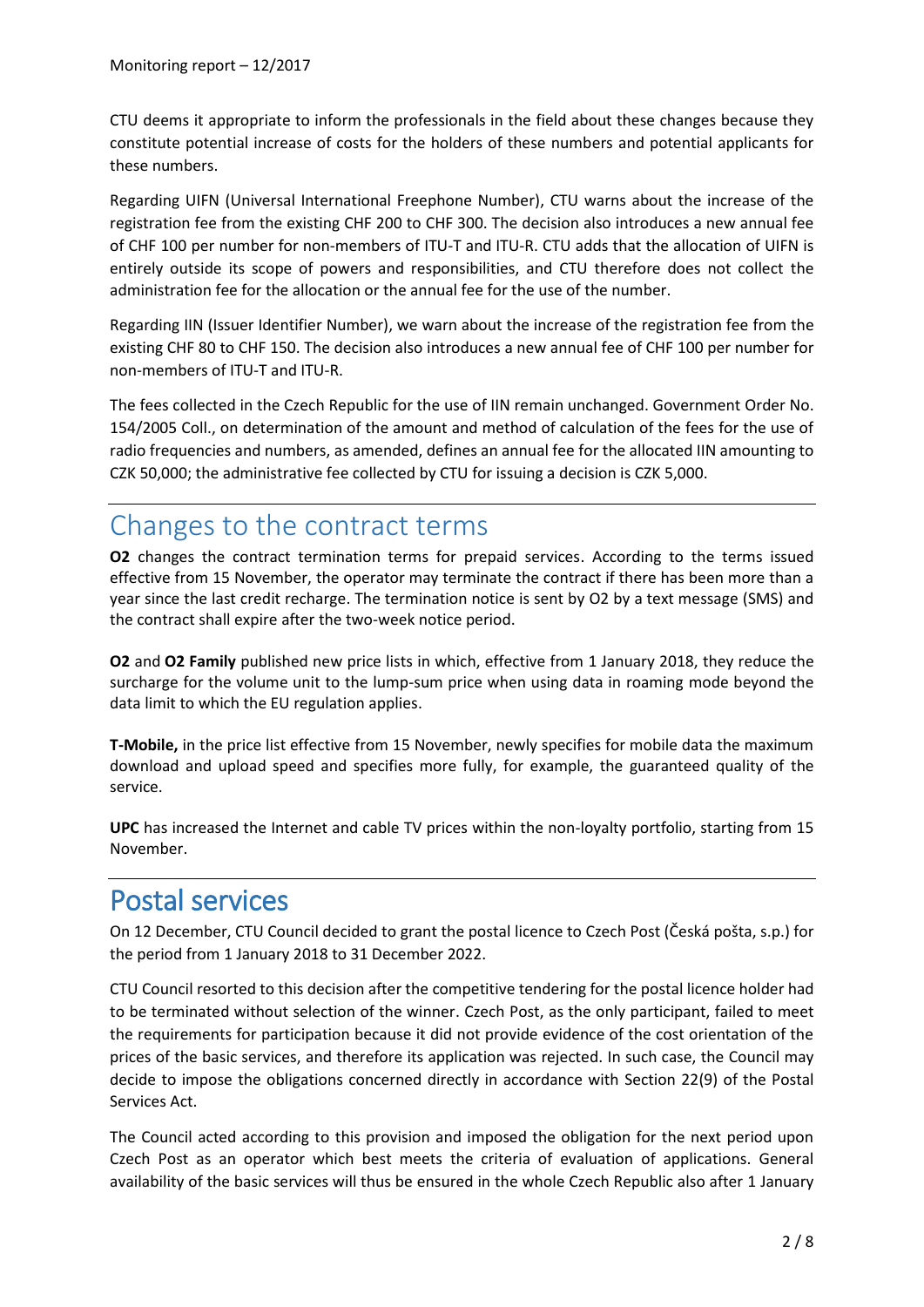CTU deems it appropriate to inform the professionals in the field about these changes because they constitute potential increase of costs for the holders of these numbers and potential applicants for these numbers.

Regarding UIFN (Universal International Freephone Number), CTU warns about the increase of the registration fee from the existing CHF 200 to CHF 300. The decision also introduces a new annual fee of CHF 100 per number for non-members of ITU-T and ITU-R. CTU adds that the allocation of UIFN is entirely outside its scope of powers and responsibilities, and CTU therefore does not collect the administration fee for the allocation or the annual fee for the use of the number.

Regarding IIN (Issuer Identifier Number), we warn about the increase of the registration fee from the existing CHF 80 to CHF 150. The decision also introduces a new annual fee of CHF 100 per number for non-members of ITU-T and ITU-R.

The fees collected in the Czech Republic for the use of IIN remain unchanged. Government Order No. 154/2005 Coll., on determination of the amount and method of calculation of the fees for the use of radio frequencies and numbers, as amended, defines an annual fee for the allocated IIN amounting to CZK 50,000; the administrative fee collected by CTU for issuing a decision is CZK 5,000.

# Changes to the contract terms

**O2** changes the contract termination terms for prepaid services. According to the terms issued effective from 15 November, the operator may terminate the contract if there has been more than a year since the last credit recharge. The termination notice is sent by O2 by a text message (SMS) and the contract shall expire after the two-week notice period.

**O2** and **O2 Family** published new price lists in which, effective from 1 January 2018, they reduce the surcharge for the volume unit to the lump-sum price when using data in roaming mode beyond the data limit to which the EU regulation applies.

**T-Mobile,** in the price list effective from 15 November, newly specifies for mobile data the maximum download and upload speed and specifies more fully, for example, the guaranteed quality of the service.

**UPC** has increased the Internet and cable TV prices within the non-loyalty portfolio, starting from 15 November.

# Postal services

On 12 December, CTU Council decided to grant the postal licence to Czech Post (Česká pošta, s.p.) for the period from 1 January 2018 to 31 December 2022.

CTU Council resorted to this decision after the competitive tendering for the postal licence holder had to be terminated without selection of the winner. Czech Post, as the only participant, failed to meet the requirements for participation because it did not provide evidence of the cost orientation of the prices of the basic services, and therefore its application was rejected. In such case, the Council may decide to impose the obligations concerned directly in accordance with Section 22(9) of the Postal Services Act.

The Council acted according to this provision and imposed the obligation for the next period upon Czech Post as an operator which best meets the criteria of evaluation of applications. General availability of the basic services will thus be ensured in the whole Czech Republic also after 1 January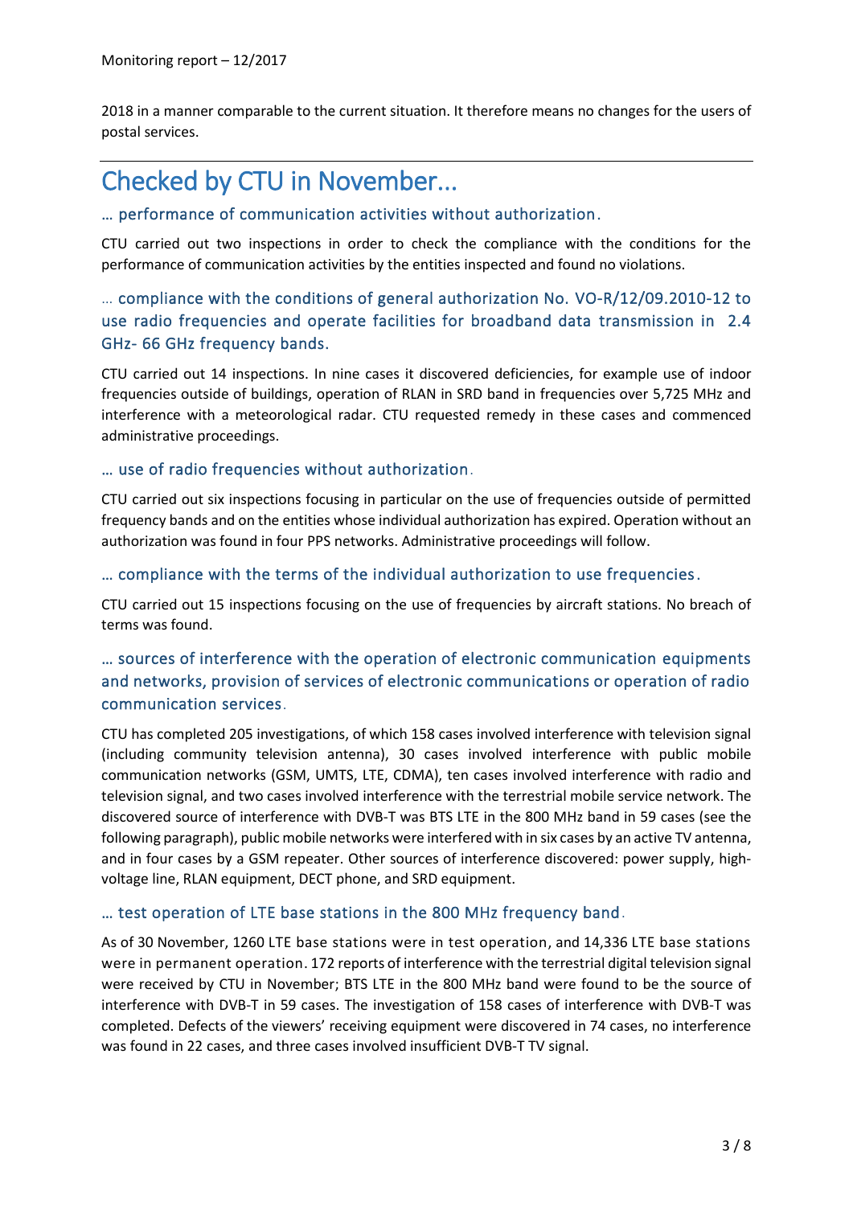2018 in a manner comparable to the current situation. It therefore means no changes for the users of postal services.

---

# Checked by CTU in November...

### … performance of communication activities without authorization.

CTU carried out two inspections in order to check the compliance with the conditions for the performance of communication activities by the entities inspected and found no violations.

### … compliance with the conditions of general authorization No. VO-R/12/09.2010-12 to use radio frequencies and operate facilities for broadband data transmission in 2.4 GHz- 66 GHz frequency bands.

CTU carried out 14 inspections. In nine cases it discovered deficiencies, for example use of indoor frequencies outside of buildings, operation of RLAN in SRD band in frequencies over 5,725 MHz and interference with a meteorological radar. CTU requested remedy in these cases and commenced administrative proceedings.

### … use of radio frequencies without authorization.

CTU carried out six inspections focusing in particular on the use of frequencies outside of permitted frequency bands and on the entities whose individual authorization has expired. Operation without an authorization was found in four PPS networks. Administrative proceedings will follow.

### … compliance with the terms of the individual authorization to use frequencies.

CTU carried out 15 inspections focusing on the use of frequencies by aircraft stations. No breach of terms was found.

### … sources of interference with the operation of electronic communication equipments and networks, provision of services of electronic communications or operation of radio communication services.

CTU has completed 205 investigations, of which 158 cases involved interference with television signal (including community television antenna), 30 cases involved interference with public mobile communication networks (GSM, UMTS, LTE, CDMA), ten cases involved interference with radio and television signal, and two cases involved interference with the terrestrial mobile service network. The discovered source of interference with DVB-T was BTS LTE in the 800 MHz band in 59 cases (see the following paragraph), public mobile networks were interfered with in six cases by an active TV antenna, and in four cases by a GSM repeater. Other sources of interference discovered: power supply, high-voltage line, RLAN equipment, DECT phone, and SRD equipment.

### … test operation of LTE base stations in the 800 MHz frequency band.

As of 30 November, 1260 LTE base stations were in test operation, and 14,336 LTE base stations were in permanent operation. 172 reports of interference with the terrestrial digital television signal were received by CTU in November; BTS LTE in the 800 MHz band were found to be the source of interference with DVB-T in 59 cases. The investigation of 158 cases of interference with DVB-T was completed. Defects of the viewers' receiving equipment were discovered in 74 cases, no interference was found in 22 cases, and three cases involved insufficient DVB-T TV signal.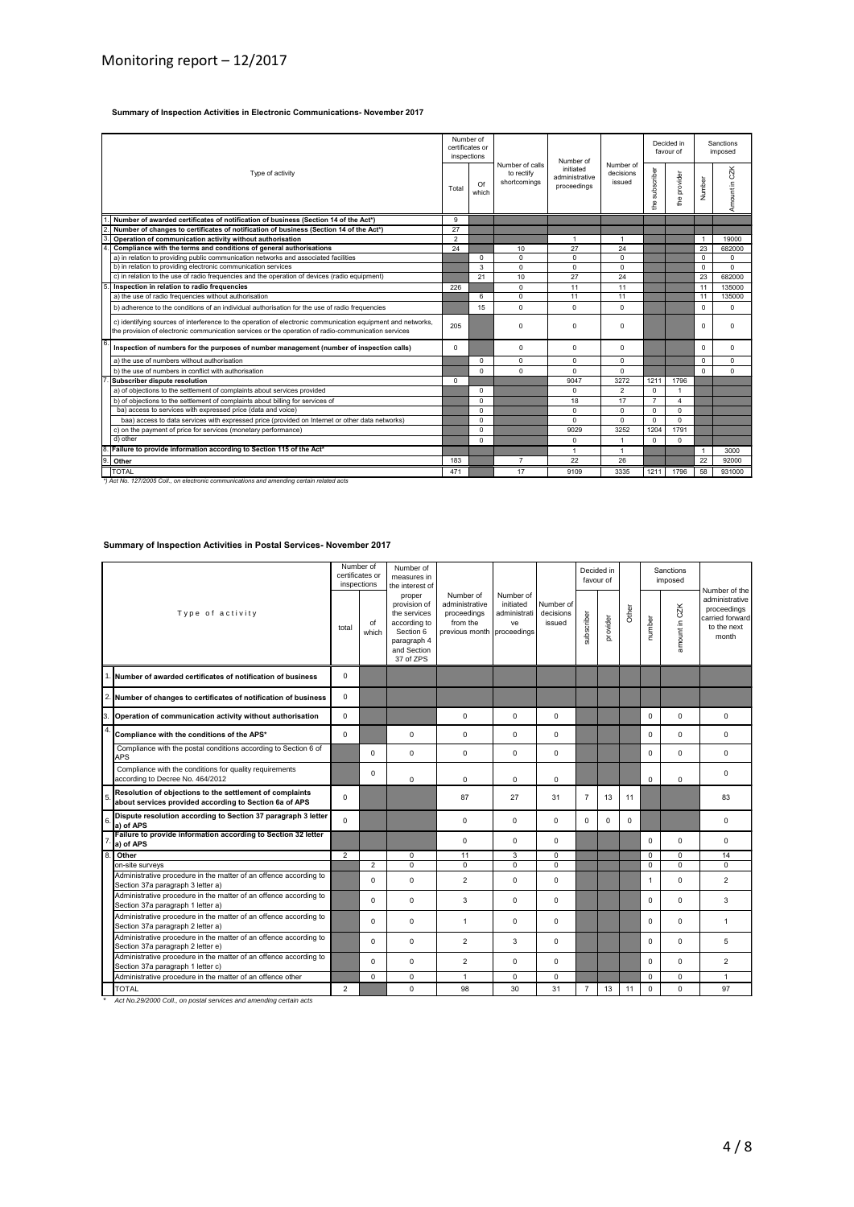# Monitoring report – 12/2017

**Summary of Inspection Activities in Electronic Communications- November 2017**

| | Type of activity | Number of certificates or inspections | | Number of calls to rectify shortcomings | Number of initiated administrative proceedings | Number of decisions issued | Decided in favour of | | Sanctions imposed | |
|---|---|---|---|---|---|---|---|---|---|---|
| | | Total | Of which | | | | the subscriber | the provider | Number | Amount in CZK |
| 1. | **Number of awarded certificates of notification of business (Section 14 of the Act\*)** | 9 | | | | | | | | |
| 2. | **Number of changes to certificates of notification of business (Section 14 of the Act\*)** | 27 | | | | | | | | |
| 3. | **Operation of communication activity without authorisation** | 2 | | | 1 | 1 | | | 1 | 19000 |
| 4. | **Compliance with the terms and conditions of general authorisations** | 24 | | 10 | 27 | 24 | | | 23 | 682000 |
| | a) in relation to providing public communication networks and associated facilities | | 0 | 0 | 0 | 0 | | | 0 | 0 |
| | b) in relation to providing electronic communication services | | 3 | 0 | 0 | 0 | | | 0 | 0 |
| | c) in relation to the use of radio frequencies and the operation of devices (radio equipment) | | 21 | 10 | 27 | 24 | | | 23 | 682000 |
| 5. | **Inspection in relation to radio frequencies** | 226 | | 0 | 11 | 11 | | | 11 | 135000 |
| | a) the use of radio frequencies without authorisation | | 6 | 0 | 11 | 11 | | | 11 | 135000 |
| | b) adherence to the conditions of an individual authorisation for the use of radio frequencies | | 15 | 0 | 0 | 0 | | | 0 | 0 |
| | c) identifying sources of interference to the operation of electronic communication equipment and networks, the provision of electronic communication services or the operation of radio-communication services | | 205 | 0 | 0 | 0 | | | 0 | 0 |
| 6. | **Inspection of numbers for the purposes of number management (number of inspection calls)** | 0 | | 0 | 0 | 0 | | | 0 | 0 |
| | a) the use of numbers without authorisation | | 0 | 0 | 0 | 0 | | | 0 | 0 |
| | b) the use of numbers in conflict with authorisation | | 0 | 0 | 0 | 0 | | | 0 | 0 |
| 7. | **Subscriber dispute resolution** | 0 | | | 9047 | 3272 | 1211 | 1796 | | |
| | a) of objections to the settlement of complaints about services provided | | 0 | | 0 | 2 | 0 | 1 | | |
| | b) of objections to the settlement of complaints about billing for services of | | 0 | | 18 | 17 | 7 | 4 | | |
| | ba) access to services with expressed price (data and voice) | | 0 | | 0 | 0 | 0 | 0 | | |
| | baa) access to data services with expressed price (provided on Internet or other data networks) | | 0 | | 0 | 0 | 0 | 0 | | |
| | c) on the payment of price for services (monetary performance) | | 0 | | 9029 | 3252 | 1204 | 1791 | | |
| | d) other | | 0 | | 0 | 1 | 0 | 0 | | |
| 8. | **Failure to provide information according to Section 115 of the Act\*** | | | | 1 | 1 | | | 1 | 3000 |
| 9. | **Other** | 183 | | 7 | 22 | 26 | | | 22 | 92000 |
| | TOTAL | 471 | | 17 | 9109 | 3335 | 1211 | 1796 | 58 | 931000 |

*\*) Act No. 127/2005 Coll., on electronic communications and amending certain related acts*

**Summary of Inspection Activities in Postal Services- November 2017**

| | Type of activity | Number of certificates or inspections | | Number of measures in the interest of proper provision of the services according to Section 6 paragraph 4 and Section 37 of ZPS | Number of administrative proceedings from the previous month | Number of initiated administrative proceedings | Number of decisions issued | Decided in favour of | | | Sanctions imposed | | Number of the administrative proceedings carried forward to the next month |
|---|---|---|---|---|---|---|---|---|---|---|---|---|---|
| | | total | of which | | | | | subscriber | provider | Other | number | amount in CZK | |
| 1. | **Number of awarded certificates of notification of business** | 0 | | | | | | | | | | | |
| 2. | **Number of changes to certificates of notification of business** | 0 | | | | | | | | | | | |
| 3. | **Operation of communication activity without authorisation** | 0 | | | 0 | 0 | 0 | | | | 0 | 0 | 0 |
| 4. | **Compliance with the conditions of the APS\*** | 0 | | 0 | 0 | 0 | 0 | | | | 0 | 0 | 0 |
| | Compliance with the postal conditions according to Section 6 of APS | | 0 | 0 | 0 | 0 | 0 | | | | 0 | 0 | 0 |
| | Compliance with the conditions for quality requirements according to Decree No. 464/2012 | | 0 | 0 | 0 | 0 | 0 | | | | 0 | 0 | 0 |
| 5. | **Resolution of objections to the settlement of complaints about services provided according to Section 6a of APS** | 0 | | | 87 | 27 | 31 | 7 | 13 | 11 | | | 83 |
| 6. | **Dispute resolution according to Section 37 paragraph 3 letter a) of APS** | 0 | | | 0 | 0 | 0 | 0 | 0 | 0 | | | 0 |
| 7. | **Failure to provide information according to Section 32 letter a) of APS** | | | | 0 | 0 | 0 | | | | 0 | 0 | 0 |
| 8. | **Other** | 2 | | 0 | 11 | 3 | 0 | | | | 0 | 0 | 14 |
| | on-site surveys | | 2 | 0 | 0 | 0 | 0 | | | | 0 | 0 | 0 |
| | Administrative procedure in the matter of an offence according to Section 37a paragraph 3 letter a) | | 0 | 0 | 2 | 0 | 0 | | | | 1 | 0 | 2 |
| | Administrative procedure in the matter of an offence according to Section 37a paragraph 1 letter a) | | 0 | 0 | 3 | 0 | 0 | | | | 0 | 0 | 3 |
| | Administrative procedure in the matter of an offence according to Section 37a paragraph 2 letter a) | | 0 | 0 | 1 | 0 | 0 | | | | 0 | 0 | 1 |
| | Administrative procedure in the matter of an offence according to Section 37a paragraph 2 letter e) | | 0 | 0 | 2 | 3 | 0 | | | | 0 | 0 | 5 |
| | Administrative procedure in the matter of an offence according to Section 37a paragraph 1 letter c) | | 0 | 0 | 2 | 0 | 0 | | | | 0 | 0 | 2 |
| | Administrative procedure in the matter of an offence other | | 0 | 0 | 1 | 0 | 0 | | | | 0 | 0 | 1 |
| | TOTAL | 2 | | 0 | 98 | 30 | 31 | 7 | 13 | 11 | 0 | 0 | 97 |

*\* Act No.29/2000 Coll., on postal services and amending certain acts*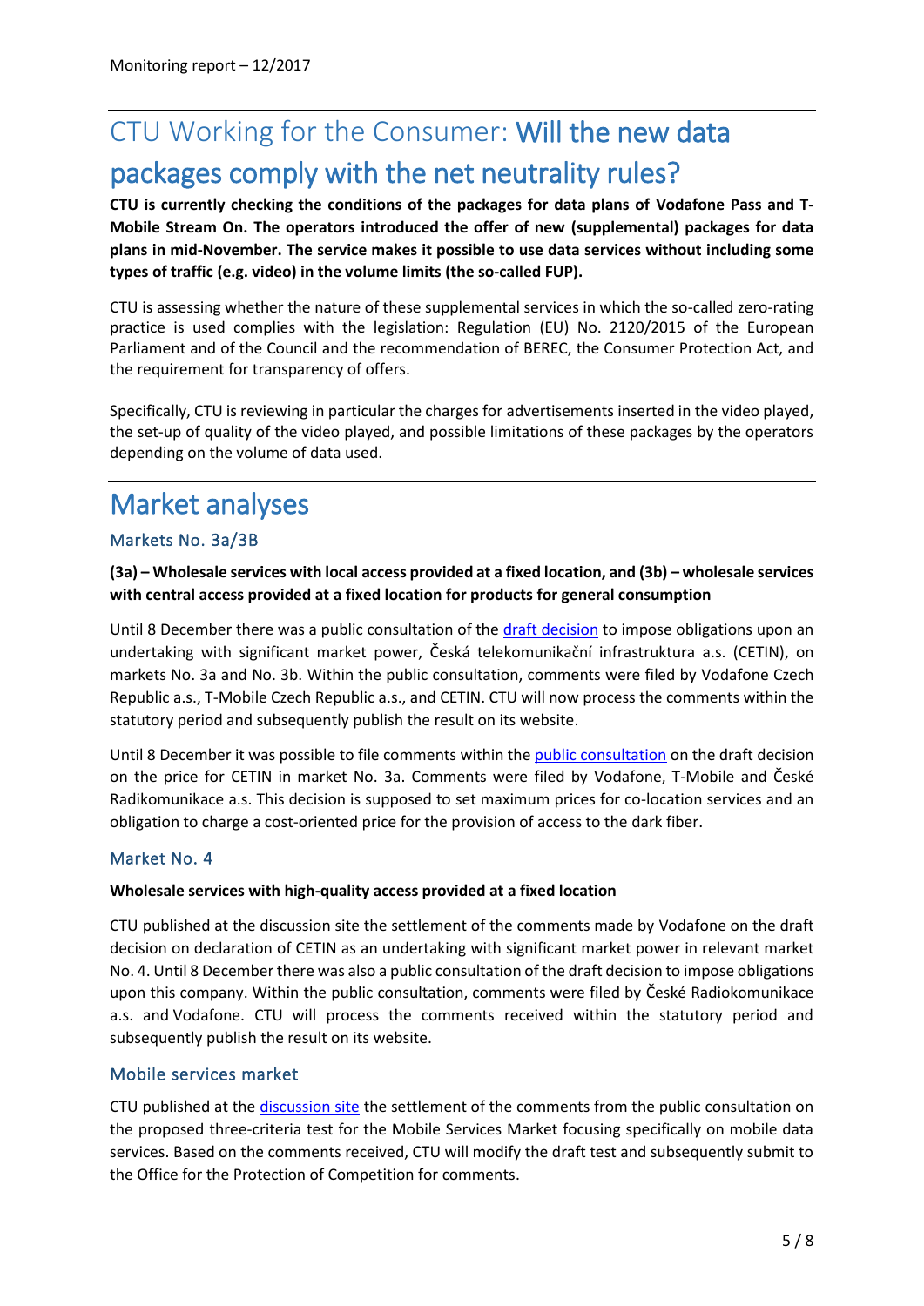# CTU Working for the Consumer: **Will the new data packages comply with the net neutrality rules?**

**CTU is currently checking the conditions of the packages for data plans of Vodafone Pass and T-Mobile Stream On. The operators introduced the offer of new (supplemental) packages for data plans in mid-November. The service makes it possible to use data services without including some types of traffic (e.g. video) in the volume limits (the so-called FUP).**

CTU is assessing whether the nature of these supplemental services in which the so-called zero-rating practice is used complies with the legislation: Regulation (EU) No. 2120/2015 of the European Parliament and of the Council and the recommendation of BEREC, the Consumer Protection Act, and the requirement for transparency of offers.

Specifically, CTU is reviewing in particular the charges for advertisements inserted in the video played, the set-up of quality of the video played, and possible limitations of these packages by the operators depending on the volume of data used.

# Market analyses

## Markets No. 3a/3B

**(3a) – Wholesale services with local access provided at a fixed location, and (3b) – wholesale services with central access provided at a fixed location for products for general consumption**

Until 8 December there was a public consultation of the draft decision to impose obligations upon an undertaking with significant market power, Česká telekomunikační infrastruktura a.s. (CETIN), on markets No. 3a and No. 3b. Within the public consultation, comments were filed by Vodafone Czech Republic a.s., T-Mobile Czech Republic a.s., and CETIN. CTU will now process the comments within the statutory period and subsequently publish the result on its website.

Until 8 December it was possible to file comments within the public consultation on the draft decision on the price for CETIN in market No. 3a. Comments were filed by Vodafone, T-Mobile and České Radiokomunikace a.s. This decision is supposed to set maximum prices for co-location services and an obligation to charge a cost-oriented price for the provision of access to the dark fiber.

## Market No. 4

**Wholesale services with high-quality access provided at a fixed location**

CTU published at the discussion site the settlement of the comments made by Vodafone on the draft decision on declaration of CETIN as an undertaking with significant market power in relevant market No. 4. Until 8 December there was also a public consultation of the draft decision to impose obligations upon this company. Within the public consultation, comments were filed by České Radiokomunikace a.s. and Vodafone. CTU will process the comments received within the statutory period and subsequently publish the result on its website.

## Mobile services market

CTU published at the discussion site the settlement of the comments from the public consultation on the proposed three-criteria test for the Mobile Services Market focusing specifically on mobile data services. Based on the comments received, CTU will modify the draft test and subsequently submit to the Office for the Protection of Competition for comments.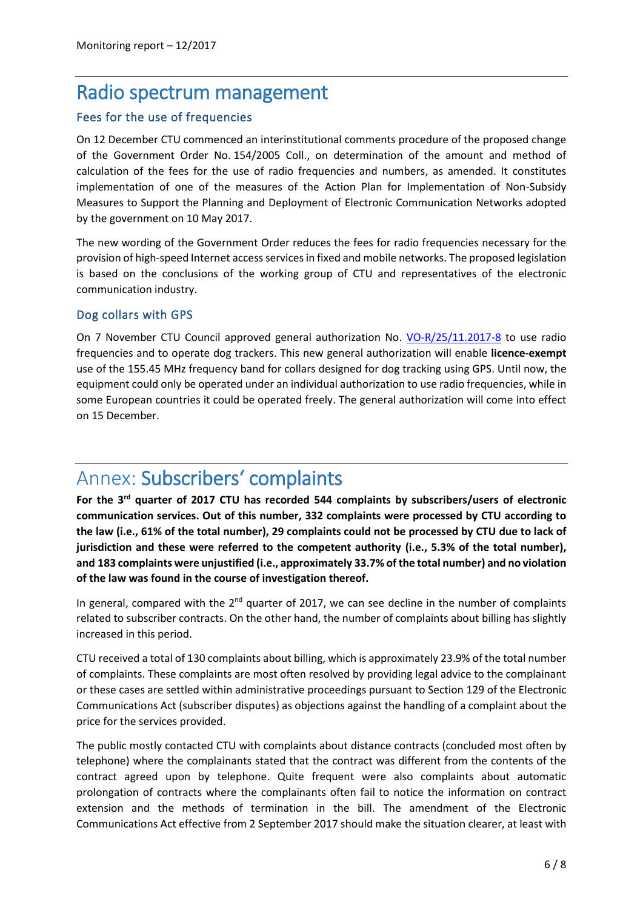# Radio spectrum management

## Fees for the use of frequencies

On 12 December CTU commenced an interinstitutional comments procedure of the proposed change of the Government Order No. 154/2005 Coll., on determination of the amount and method of calculation of the fees for the use of radio frequencies and numbers, as amended. It constitutes implementation of one of the measures of the Action Plan for Implementation of Non-Subsidy Measures to Support the Planning and Deployment of Electronic Communication Networks adopted by the government on 10 May 2017.

The new wording of the Government Order reduces the fees for radio frequencies necessary for the provision of high-speed Internet access services in fixed and mobile networks. The proposed legislation is based on the conclusions of the working group of CTU and representatives of the electronic communication industry.

## Dog collars with GPS

On 7 November CTU Council approved general authorization No. VO-R/25/11.2017-8 to use radio frequencies and to operate dog trackers. This new general authorization will enable **licence-exempt** use of the 155.45 MHz frequency band for collars designed for dog tracking using GPS. Until now, the equipment could only be operated under an individual authorization to use radio frequencies, while in some European countries it could be operated freely. The general authorization will come into effect on 15 December.

# Annex: Subscribers' complaints

**For the 3rd quarter of 2017 CTU has recorded 544 complaints by subscribers/users of electronic communication services. Out of this number, 332 complaints were processed by CTU according to the law (i.e., 61% of the total number), 29 complaints could not be processed by CTU due to lack of jurisdiction and these were referred to the competent authority (i.e., 5.3% of the total number), and 183 complaints were unjustified (i.e., approximately 33.7% of the total number) and no violation of the law was found in the course of investigation thereof.**

In general, compared with the 2nd quarter of 2017, we can see decline in the number of complaints related to subscriber contracts. On the other hand, the number of complaints about billing has slightly increased in this period.

CTU received a total of 130 complaints about billing, which is approximately 23.9% of the total number of complaints. These complaints are most often resolved by providing legal advice to the complainant or these cases are settled within administrative proceedings pursuant to Section 129 of the Electronic Communications Act (subscriber disputes) as objections against the handling of a complaint about the price for the services provided.

The public mostly contacted CTU with complaints about distance contracts (concluded most often by telephone) where the complainants stated that the contract was different from the contents of the contract agreed upon by telephone. Quite frequent were also complaints about automatic prolongation of contracts where the complainants often fail to notice the information on contract extension and the methods of termination in the bill. The amendment of the Electronic Communications Act effective from 2 September 2017 should make the situation clearer, at least with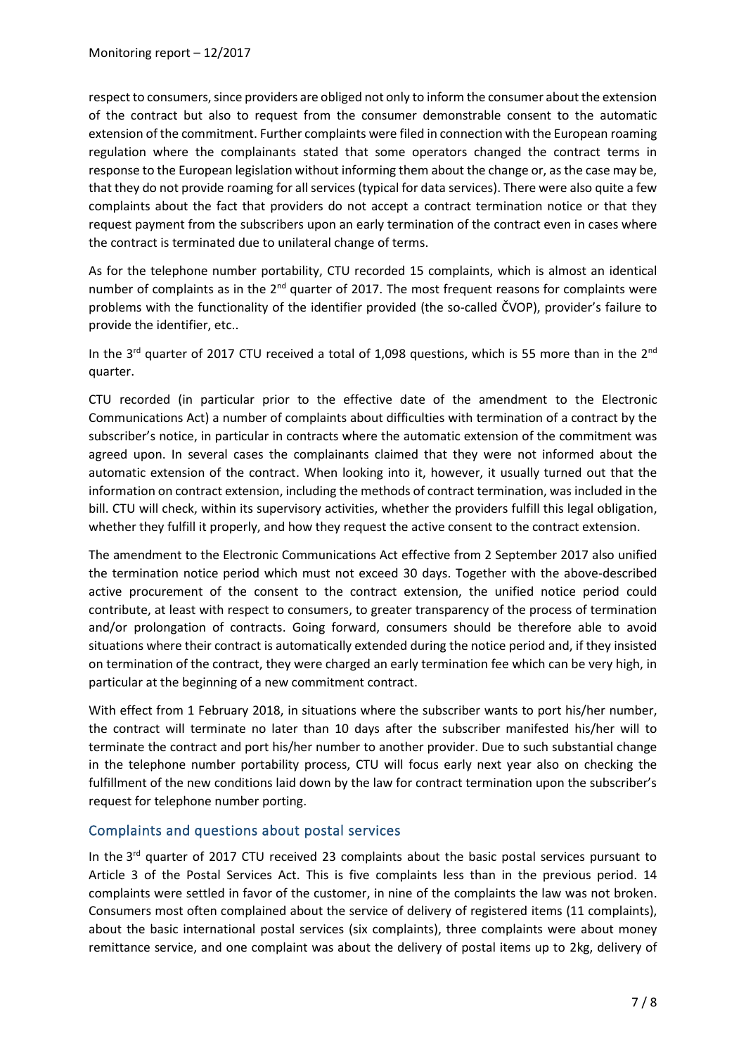respect to consumers, since providers are obliged not only to inform the consumer about the extension of the contract but also to request from the consumer demonstrable consent to the automatic extension of the commitment. Further complaints were filed in connection with the European roaming regulation where the complainants stated that some operators changed the contract terms in response to the European legislation without informing them about the change or, as the case may be, that they do not provide roaming for all services (typical for data services). There were also quite a few complaints about the fact that providers do not accept a contract termination notice or that they request payment from the subscribers upon an early termination of the contract even in cases where the contract is terminated due to unilateral change of terms.

As for the telephone number portability, CTU recorded 15 complaints, which is almost an identical number of complaints as in the 2nd quarter of 2017. The most frequent reasons for complaints were problems with the functionality of the identifier provided (the so-called ČVOP), provider's failure to provide the identifier, etc..

In the 3rd quarter of 2017 CTU received a total of 1,098 questions, which is 55 more than in the 2nd quarter.

CTU recorded (in particular prior to the effective date of the amendment to the Electronic Communications Act) a number of complaints about difficulties with termination of a contract by the subscriber's notice, in particular in contracts where the automatic extension of the commitment was agreed upon. In several cases the complainants claimed that they were not informed about the automatic extension of the contract. When looking into it, however, it usually turned out that the information on contract extension, including the methods of contract termination, was included in the bill. CTU will check, within its supervisory activities, whether the providers fulfill this legal obligation, whether they fulfill it properly, and how they request the active consent to the contract extension.

The amendment to the Electronic Communications Act effective from 2 September 2017 also unified the termination notice period which must not exceed 30 days. Together with the above-described active procurement of the consent to the contract extension, the unified notice period could contribute, at least with respect to consumers, to greater transparency of the process of termination and/or prolongation of contracts. Going forward, consumers should be therefore able to avoid situations where their contract is automatically extended during the notice period and, if they insisted on termination of the contract, they were charged an early termination fee which can be very high, in particular at the beginning of a new commitment contract.

With effect from 1 February 2018, in situations where the subscriber wants to port his/her number, the contract will terminate no later than 10 days after the subscriber manifested his/her will to terminate the contract and port his/her number to another provider. Due to such substantial change in the telephone number portability process, CTU will focus early next year also on checking the fulfillment of the new conditions laid down by the law for contract termination upon the subscriber's request for telephone number porting.

## Complaints and questions about postal services

In the 3rd quarter of 2017 CTU received 23 complaints about the basic postal services pursuant to Article 3 of the Postal Services Act. This is five complaints less than in the previous period. 14 complaints were settled in favor of the customer, in nine of the complaints the law was not broken. Consumers most often complained about the service of delivery of registered items (11 complaints), about the basic international postal services (six complaints), three complaints were about money remittance service, and one complaint was about the delivery of postal items up to 2kg, delivery of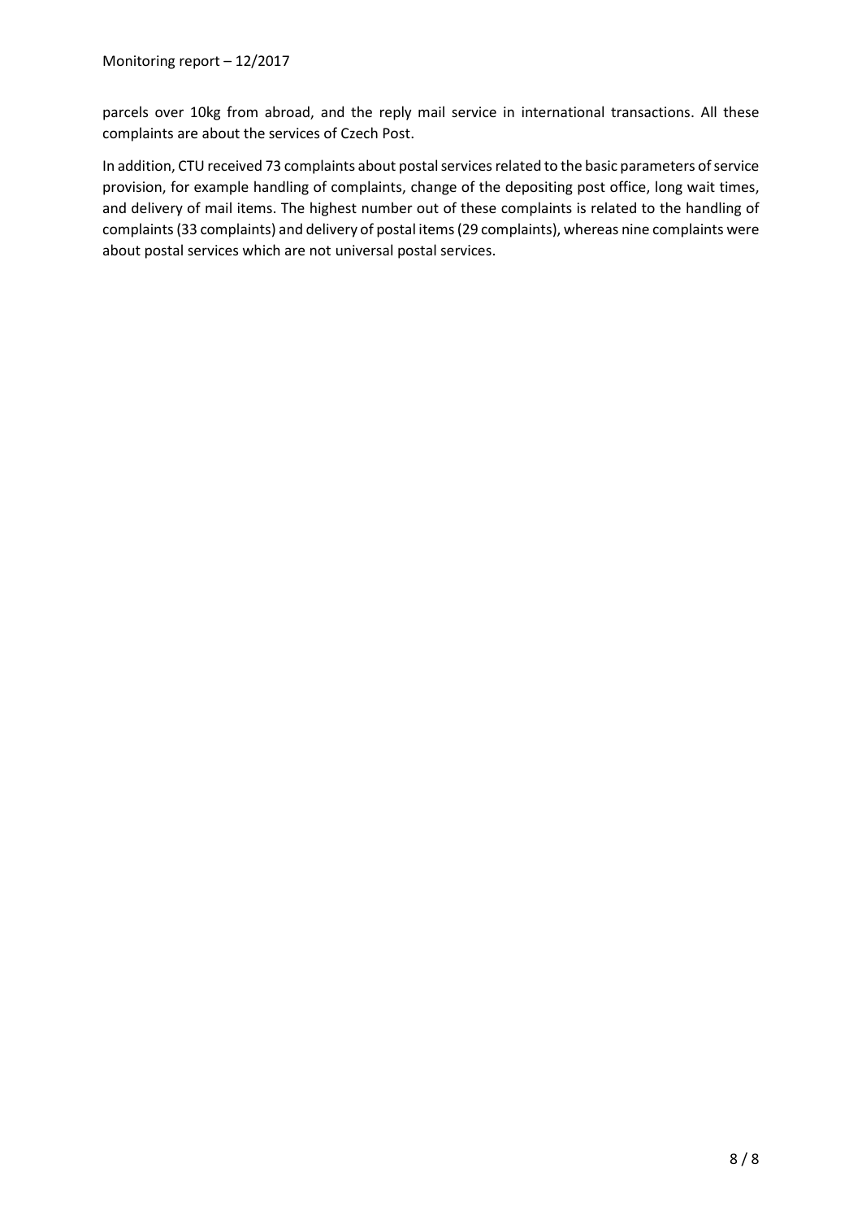parcels over 10kg from abroad, and the reply mail service in international transactions. All these complaints are about the services of Czech Post.

In addition, CTU received 73 complaints about postal services related to the basic parameters of service provision, for example handling of complaints, change of the depositing post office, long wait times, and delivery of mail items. The highest number out of these complaints is related to the handling of complaints (33 complaints) and delivery of postal items (29 complaints), whereas nine complaints were about postal services which are not universal postal services.